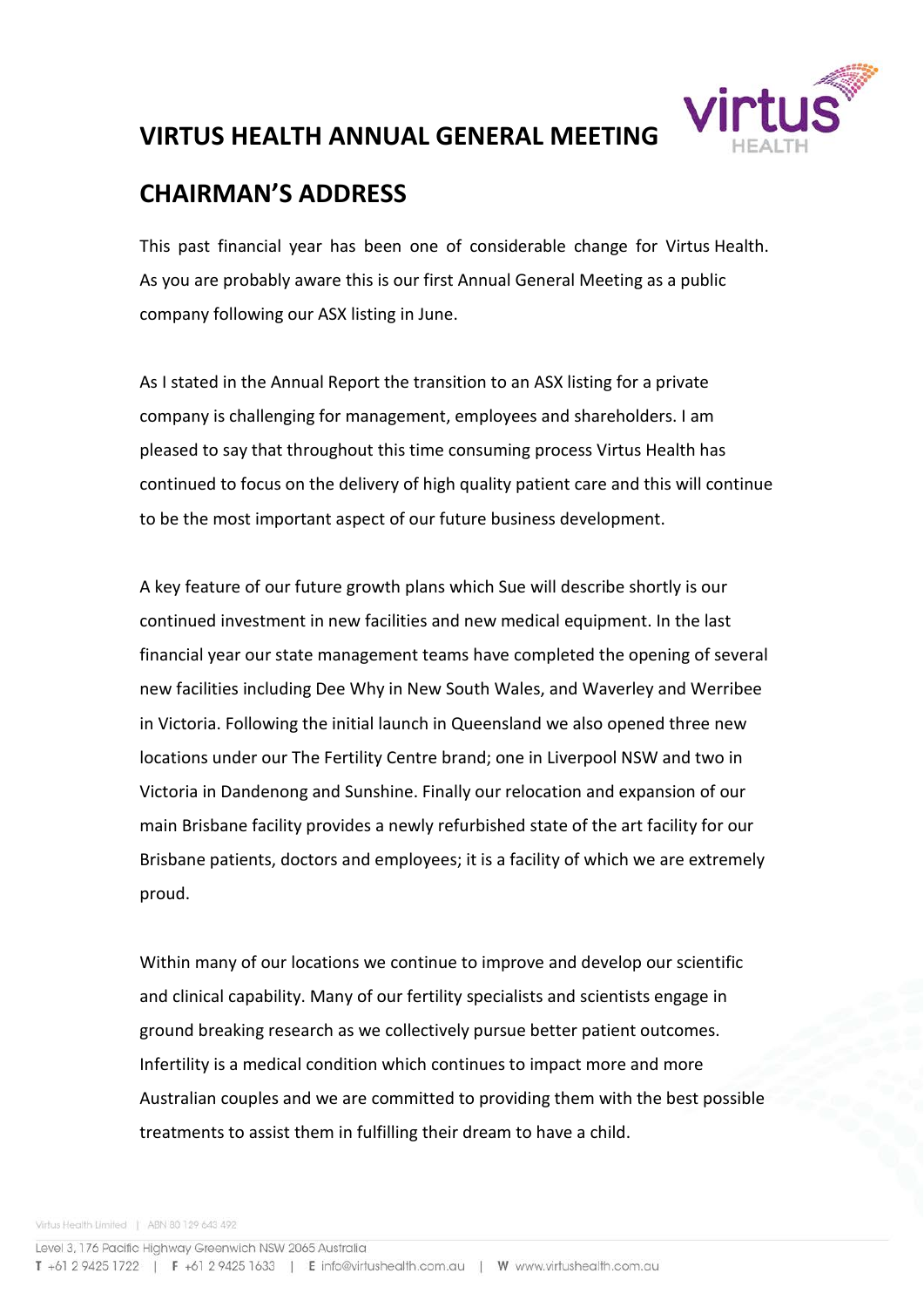# VIRTUS HEALTH ANNUAL GENERAL MEETING

# CHAIRMAN'S ADDRESS

This past financial year has been one of considerable change for Virtus Health. As you are probably aware this is our first Annual General Meeting as a public company following our ASX listing in June.

As I stated in the Annual Report the transition to an ASX listing for a private company is challenging for management, employees and shareholders. I am pleased to say that throughout this time consuming process Virtus Health has continued to focus on the delivery of high quality patient care and this will continue to be the most important aspect of our future business development.

A key feature of our future growth plans which Sue will describe shortly is our continued investment in new facilities and new medical equipment. In the last financial year our state management teams have completed the opening of several new facilities including Dee Why in New South Wales, and Waverley and Werribee in Victoria. Following the initial launch in Queensland we also opened three new locations under our The Fertility Centre brand; one in Liverpool NSW and two in Victoria in Dandenong and Sunshine. Finally our relocation and expansion of our main Brisbane facility provides a newly refurbished state of the art facility for our Brisbane patients, doctors and employees; it is a facility of which we are extremely proud.

Within many of our locations we continue to improve and develop our scientific and clinical capability. Many of our fertility specialists and scientists engage in ground breaking research as we collectively pursue better patient outcomes. Infertility is a medical condition which continues to impact more and more Australian couples and we are committed to providing them with the best possible treatments to assist them in fulfilling their dream to have a child.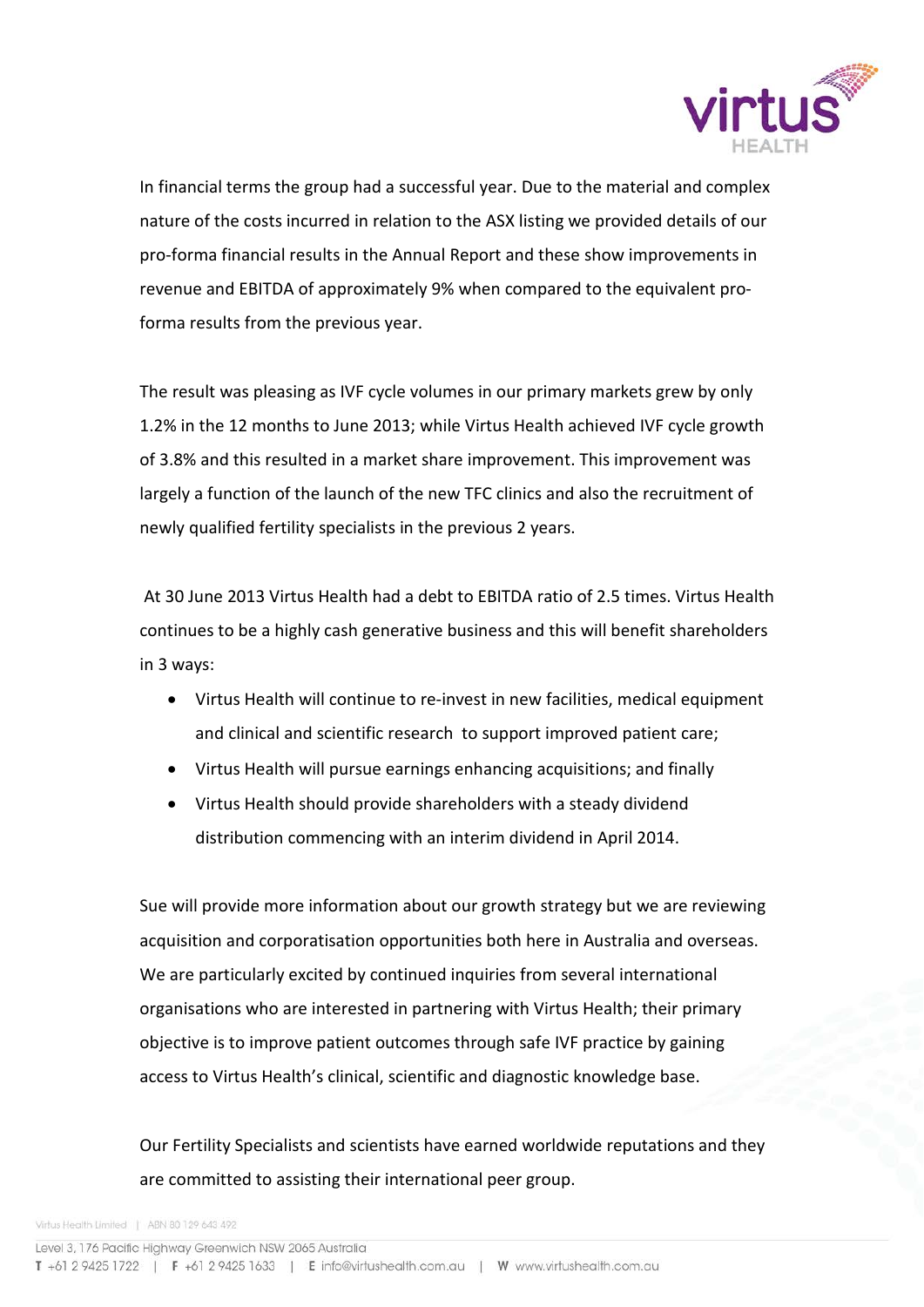In financial terms the group had a successful year. Due to the material and complex nature of the costs incurred in relation to the ASX listing we provided details of our pro-forma financial results in the Annual Report and these show improvements in revenue and EBITDA of approximately 9% when compared to the equivalent pro-forma results from the previous year.

The result was pleasing as IVF cycle volumes in our primary markets grew by only 1.2% in the 12 months to June 2013; while Virtus Health achieved IVF cycle growth of 3.8% and this resulted in a market share improvement. This improvement was largely a function of the launch of the new TFC clinics and also the recruitment of newly qualified fertility specialists in the previous 2 years.

At 30 June 2013 Virtus Health had a debt to EBITDA ratio of 2.5 times. Virtus Health continues to be a highly cash generative business and this will benefit shareholders in 3 ways:

- Virtus Health will continue to re-invest in new facilities, medical equipment and clinical and scientific research to support improved patient care;
- Virtus Health will pursue earnings enhancing acquisitions; and finally
- Virtus Health should provide shareholders with a steady dividend distribution commencing with an interim dividend in April 2014.

Sue will provide more information about our growth strategy but we are reviewing acquisition and corporatisation opportunities both here in Australia and overseas. We are particularly excited by continued inquiries from several international organisations who are interested in partnering with Virtus Health; their primary objective is to improve patient outcomes through safe IVF practice by gaining access to Virtus Health's clinical, scientific and diagnostic knowledge base.

Our Fertility Specialists and scientists have earned worldwide reputations and they are committed to assisting their international peer group.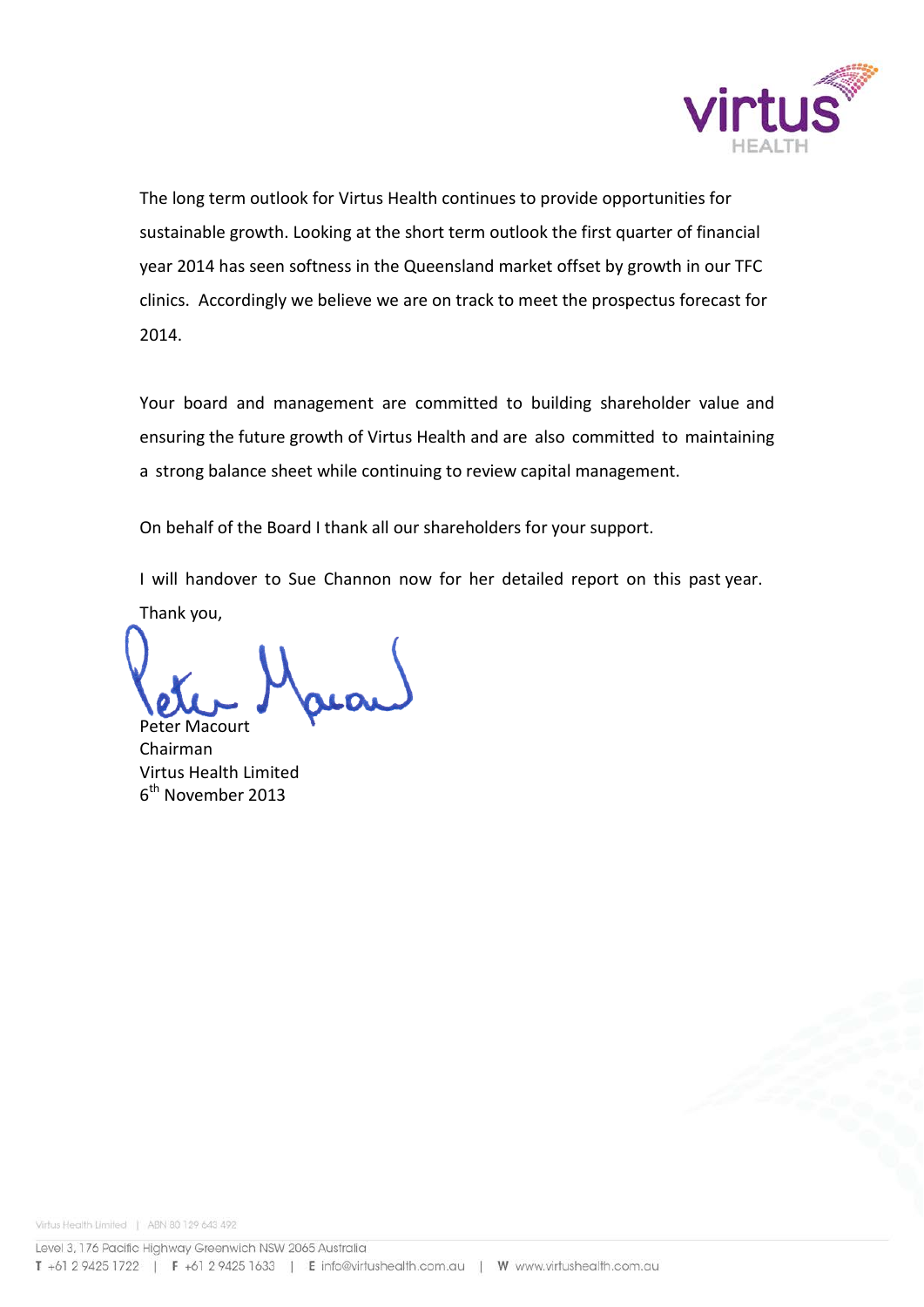The long term outlook for Virtus Health continues to provide opportunities for sustainable growth. Looking at the short term outlook the first quarter of financial year 2014 has seen softness in the Queensland market offset by growth in our TFC clinics. Accordingly we believe we are on track to meet the prospectus forecast for 2014.

Your board and management are committed to building shareholder value and ensuring the future growth of Virtus Health and are also committed to maintaining a strong balance sheet while continuing to review capital management.

On behalf of the Board I thank all our shareholders for your support.

I will handover to Sue Channon now for her detailed report on this past year.

Thank you,

Peter Macourt
Chairman
Virtus Health Limited
6th November 2013

Virtus Health Limited | ABN 80 129 643 492

Level 3, 176 Pacific Highway Greenwich NSW 2065 Australia
T +61 2 9425 1722 | F +61 2 9425 1633 | E info@virtushealth.com.au | W www.virtushealth.com.au